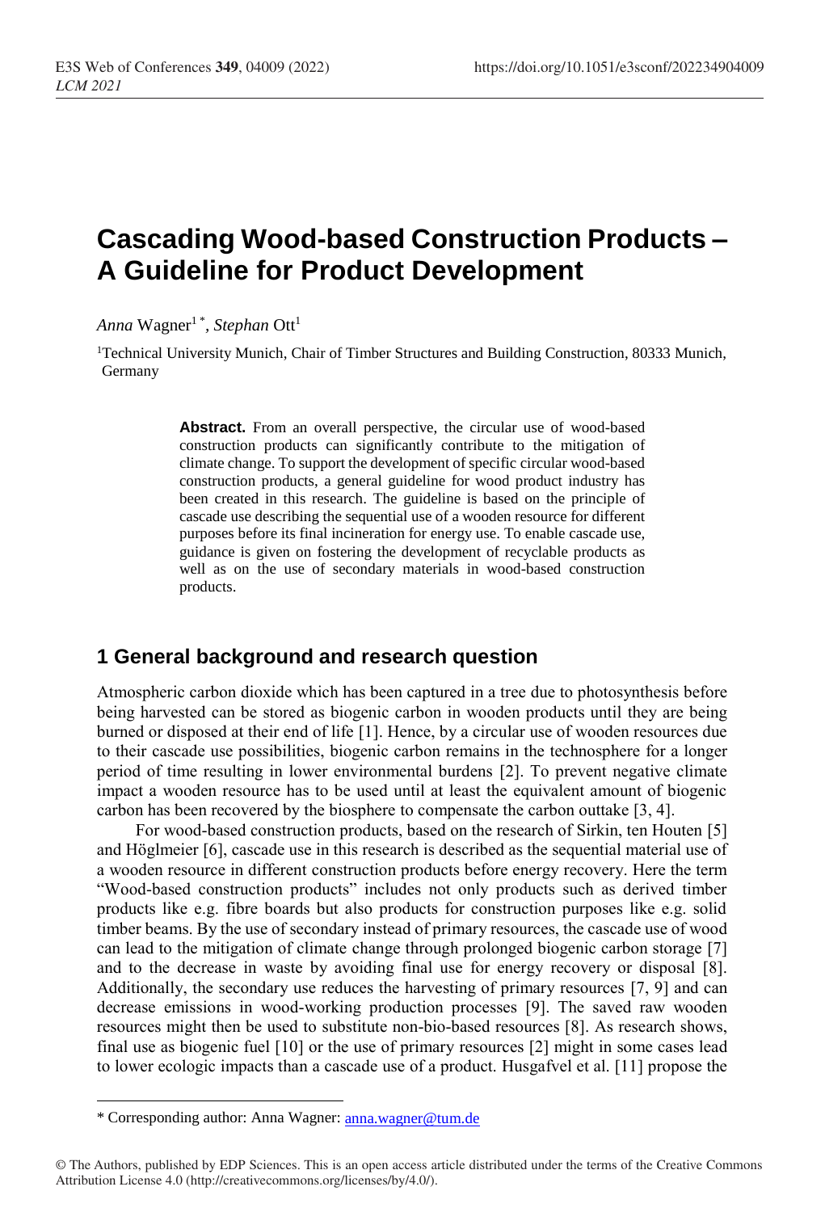# Cascading Wood-based Construction Products – A Guideline for Product Development

*Anna* Wagner[1 *], *Stephan* Ott[1]

[1]Technical University Munich, Chair of Timber Structures and Building Construction, 80333 Munich, Germany

**Abstract.** From an overall perspective, the circular use of wood-based construction products can significantly contribute to the mitigation of climate change. To support the development of specific circular wood-based construction products, a general guideline for wood product industry has been created in this research. The guideline is based on the principle of cascade use describing the sequential use of a wooden resource for different purposes before its final incineration for energy use. To enable cascade use, guidance is given on fostering the development of recyclable products as well as on the use of secondary materials in wood-based construction products.

## 1 General background and research question

Atmospheric carbon dioxide which has been captured in a tree due to photosynthesis before being harvested can be stored as biogenic carbon in wooden products until they are being burned or disposed at their end of life [1]. Hence, by a circular use of wooden resources due to their cascade use possibilities, biogenic carbon remains in the technosphere for a longer period of time resulting in lower environmental burdens [2]. To prevent negative climate impact a wooden resource has to be used until at least the equivalent amount of biogenic carbon has been recovered by the biosphere to compensate the carbon outtake [3, 4].

For wood-based construction products, based on the research of Sirkin, ten Houten [5] and Höglmeier [6], cascade use in this research is described as the sequential material use of a wooden resource in different construction products before energy recovery. Here the term "Wood-based construction products" includes not only products such as derived timber products like e.g. fibre boards but also products for construction purposes like e.g. solid timber beams. By the use of secondary instead of primary resources, the cascade use of wood can lead to the mitigation of climate change through prolonged biogenic carbon storage [7] and to the decrease in waste by avoiding final use for energy recovery or disposal [8]. Additionally, the secondary use reduces the harvesting of primary resources [7, 9] and can decrease emissions in wood-working production processes [9]. The saved raw wooden resources might then be used to substitute non-bio-based resources [8]. As research shows, final use as biogenic fuel [10] or the use of primary resources [2] might in some cases lead to lower ecologic impacts than a cascade use of a product. Husgafvel et al. [11] propose the

\* Corresponding author: Anna Wagner: anna.wagner@tum.de

© The Authors, published by EDP Sciences. This is an open access article distributed under the terms of the Creative Commons Attribution License 4.0 (http://creativecommons.org/licenses/by/4.0/).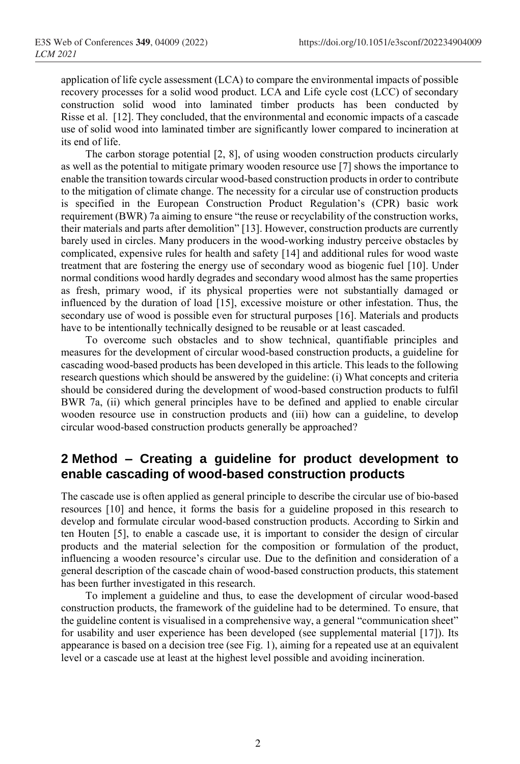application of life cycle assessment (LCA) to compare the environmental impacts of possible recovery processes for a solid wood product. LCA and Life cycle cost (LCC) of secondary construction solid wood into laminated timber products has been conducted by Risse et al. [12]. They concluded, that the environmental and economic impacts of a cascade use of solid wood into laminated timber are significantly lower compared to incineration at its end of life.

The carbon storage potential [2, 8], of using wooden construction products circularly as well as the potential to mitigate primary wooden resource use [7] shows the importance to enable the transition towards circular wood-based construction products in order to contribute to the mitigation of climate change. The necessity for a circular use of construction products is specified in the European Construction Product Regulation's (CPR) basic work requirement (BWR) 7a aiming to ensure "the reuse or recyclability of the construction works, their materials and parts after demolition" [13]. However, construction products are currently barely used in circles. Many producers in the wood-working industry perceive obstacles by complicated, expensive rules for health and safety [14] and additional rules for wood waste treatment that are fostering the energy use of secondary wood as biogenic fuel [10]. Under normal conditions wood hardly degrades and secondary wood almost has the same properties as fresh, primary wood, if its physical properties were not substantially damaged or influenced by the duration of load [15], excessive moisture or other infestation. Thus, the secondary use of wood is possible even for structural purposes [16]. Materials and products have to be intentionally technically designed to be reusable or at least cascaded.

To overcome such obstacles and to show technical, quantifiable principles and measures for the development of circular wood-based construction products, a guideline for cascading wood-based products has been developed in this article. This leads to the following research questions which should be answered by the guideline: (i) What concepts and criteria should be considered during the development of wood-based construction products to fulfil BWR 7a, (ii) which general principles have to be defined and applied to enable circular wooden resource use in construction products and (iii) how can a guideline, to develop circular wood-based construction products generally be approached?

## 2 Method – Creating a guideline for product development to enable cascading of wood-based construction products

The cascade use is often applied as general principle to describe the circular use of bio-based resources [10] and hence, it forms the basis for a guideline proposed in this research to develop and formulate circular wood-based construction products. According to Sirkin and ten Houten [5], to enable a cascade use, it is important to consider the design of circular products and the material selection for the composition or formulation of the product, influencing a wooden resource's circular use. Due to the definition and consideration of a general description of the cascade chain of wood-based construction products, this statement has been further investigated in this research.

To implement a guideline and thus, to ease the development of circular wood-based construction products, the framework of the guideline had to be determined. To ensure, that the guideline content is visualised in a comprehensive way, a general "communication sheet" for usability and user experience has been developed (see supplemental material [17]). Its appearance is based on a decision tree (see Fig. 1), aiming for a repeated use at an equivalent level or a cascade use at least at the highest level possible and avoiding incineration.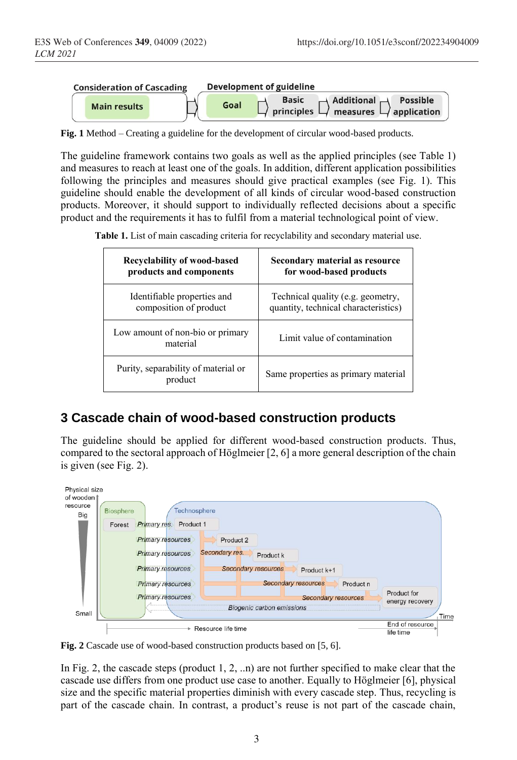**Fig. 1** Method – Creating a guideline for the development of circular wood-based products.

The guideline framework contains two goals as well as the applied principles (see Table 1) and measures to reach at least one of the goals. In addition, different application possibilities following the principles and measures should give practical examples (see Fig. 1). This guideline should enable the development of all kinds of circular wood-based construction products. Moreover, it should support to individually reflected decisions about a specific product and the requirements it has to fulfil from a material technological point of view.

**Table 1.** List of main cascading criteria for recyclability and secondary material use.

| Recyclability of wood-based products and components | Secondary material as resource for wood-based products |
|---|---|
| Identifiable properties and composition of product | Technical quality (e.g. geometry, quantity, technical characteristics) |
| Low amount of non-bio or primary material | Limit value of contamination |
| Purity, separability of material or product | Same properties as primary material |

## 3 Cascade chain of wood-based construction products

The guideline should be applied for different wood-based construction products. Thus, compared to the sectoral approach of Höglmeier [2, 6] a more general description of the chain is given (see Fig. 2).

**Fig. 2** Cascade use of wood-based construction products based on [5, 6].

In Fig. 2, the cascade steps (product 1, 2, ..n) are not further specified to make clear that the cascade use differs from one product use case to another. Equally to Höglmeier [6], physical size and the specific material properties diminish with every cascade step. Thus, recycling is part of the cascade chain. In contrast, a product's reuse is not part of the cascade chain,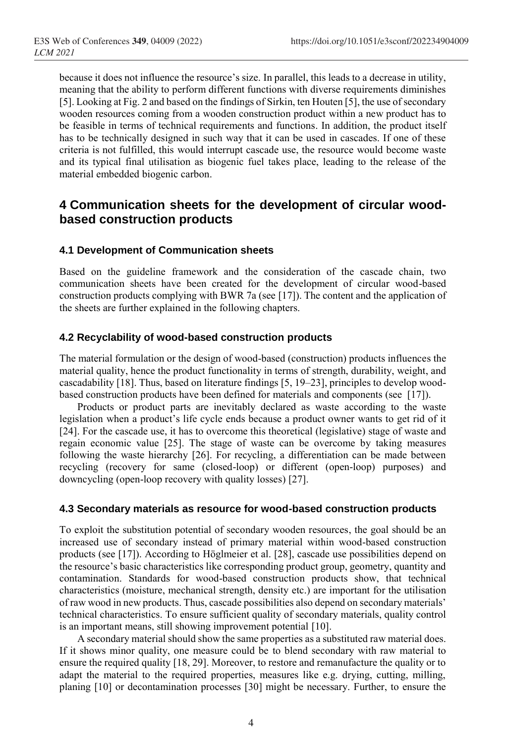because it does not influence the resource's size. In parallel, this leads to a decrease in utility, meaning that the ability to perform different functions with diverse requirements diminishes [5]. Looking at Fig. 2 and based on the findings of Sirkin, ten Houten [5], the use of secondary wooden resources coming from a wooden construction product within a new product has to be feasible in terms of technical requirements and functions. In addition, the product itself has to be technically designed in such way that it can be used in cascades. If one of these criteria is not fulfilled, this would interrupt cascade use, the resource would become waste and its typical final utilisation as biogenic fuel takes place, leading to the release of the material embedded biogenic carbon.

## 4 Communication sheets for the development of circular wood-based construction products

### 4.1 Development of Communication sheets

Based on the guideline framework and the consideration of the cascade chain, two communication sheets have been created for the development of circular wood-based construction products complying with BWR 7a (see [17]). The content and the application of the sheets are further explained in the following chapters.

### 4.2 Recyclability of wood-based construction products

The material formulation or the design of wood-based (construction) products influences the material quality, hence the product functionality in terms of strength, durability, weight, and cascadability [18]. Thus, based on literature findings [5, 19–23], principles to develop wood-based construction products have been defined for materials and components (see [17]).

Products or product parts are inevitably declared as waste according to the waste legislation when a product's life cycle ends because a product owner wants to get rid of it [24]. For the cascade use, it has to overcome this theoretical (legislative) stage of waste and regain economic value [25]. The stage of waste can be overcome by taking measures following the waste hierarchy [26]. For recycling, a differentiation can be made between recycling (recovery for same (closed-loop) or different (open-loop) purposes) and downcycling (open-loop recovery with quality losses) [27].

### 4.3 Secondary materials as resource for wood-based construction products

To exploit the substitution potential of secondary wooden resources, the goal should be an increased use of secondary instead of primary material within wood-based construction products (see [17]). According to Höglmeier et al. [28], cascade use possibilities depend on the resource's basic characteristics like corresponding product group, geometry, quantity and contamination. Standards for wood-based construction products show, that technical characteristics (moisture, mechanical strength, density etc.) are important for the utilisation of raw wood in new products. Thus, cascade possibilities also depend on secondary materials' technical characteristics. To ensure sufficient quality of secondary materials, quality control is an important means, still showing improvement potential [10].

A secondary material should show the same properties as a substituted raw material does. If it shows minor quality, one measure could be to blend secondary with raw material to ensure the required quality [18, 29]. Moreover, to restore and remanufacture the quality or to adapt the material to the required properties, measures like e.g. drying, cutting, milling, planing [10] or decontamination processes [30] might be necessary. Further, to ensure the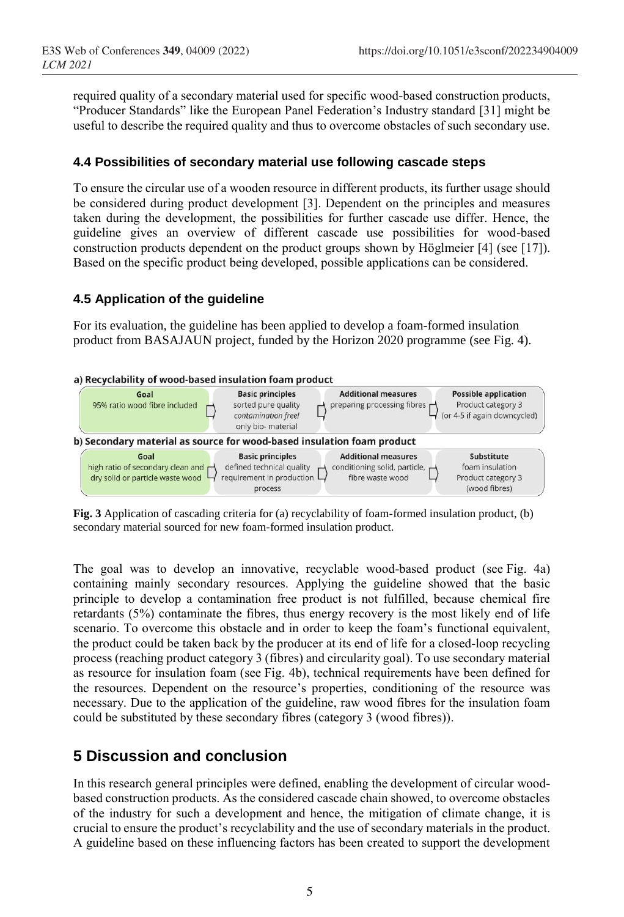required quality of a secondary material used for specific wood-based construction products, "Producer Standards" like the European Panel Federation's Industry standard [31] might be useful to describe the required quality and thus to overcome obstacles of such secondary use.

### 4.4 Possibilities of secondary material use following cascade steps

To ensure the circular use of a wooden resource in different products, its further usage should be considered during product development [3]. Dependent on the principles and measures taken during the development, the possibilities for further cascade use differ. Hence, the guideline gives an overview of different cascade use possibilities for wood-based construction products dependent on the product groups shown by Höglmeier [4] (see [17]). Based on the specific product being developed, possible applications can be considered.

### 4.5 Application of the guideline

For its evaluation, the guideline has been applied to develop a foam-formed insulation product from BASAJAUN project, funded by the Horizon 2020 programme (see Fig. 4).

**a) Recyclability of wood-based insulation foam product**

| Goal | Basic principles | Additional measures | Possible application |
| --- | --- | --- | --- |
| 95% ratio wood fibre included | sorted pure quality *contamination free!* only bio- material | preparing processing fibres | Product category 3 (or 4-5 if again downcycled) |

**b) Secondary material as source for wood-based insulation foam product**

| Goal | Basic principles | Additional measures | Substitute |
| --- | --- | --- | --- |
| high ratio of secondary clean and dry solid or particle waste wood | defined technical quality requirement in production process | conditioning solid, particle, fibre waste wood | foam insulation Product category 3 (wood fibres) |

**Fig. 3** Application of cascading criteria for (a) recyclability of foam-formed insulation product, (b) secondary material sourced for new foam-formed insulation product.

The goal was to develop an innovative, recyclable wood-based product (see Fig. 4a) containing mainly secondary resources. Applying the guideline showed that the basic principle to develop a contamination free product is not fulfilled, because chemical fire retardants (5%) contaminate the fibres, thus energy recovery is the most likely end of life scenario. To overcome this obstacle and in order to keep the foam's functional equivalent, the product could be taken back by the producer at its end of life for a closed-loop recycling process (reaching product category 3 (fibres) and circularity goal). To use secondary material as resource for insulation foam (see Fig. 4b), technical requirements have been defined for the resources. Dependent on the resource's properties, conditioning of the resource was necessary. Due to the application of the guideline, raw wood fibres for the insulation foam could be substituted by these secondary fibres (category 3 (wood fibres)).

## 5 Discussion and conclusion

In this research general principles were defined, enabling the development of circular wood-based construction products. As the considered cascade chain showed, to overcome obstacles of the industry for such a development and hence, the mitigation of climate change, it is crucial to ensure the product's recyclability and the use of secondary materials in the product. A guideline based on these influencing factors has been created to support the development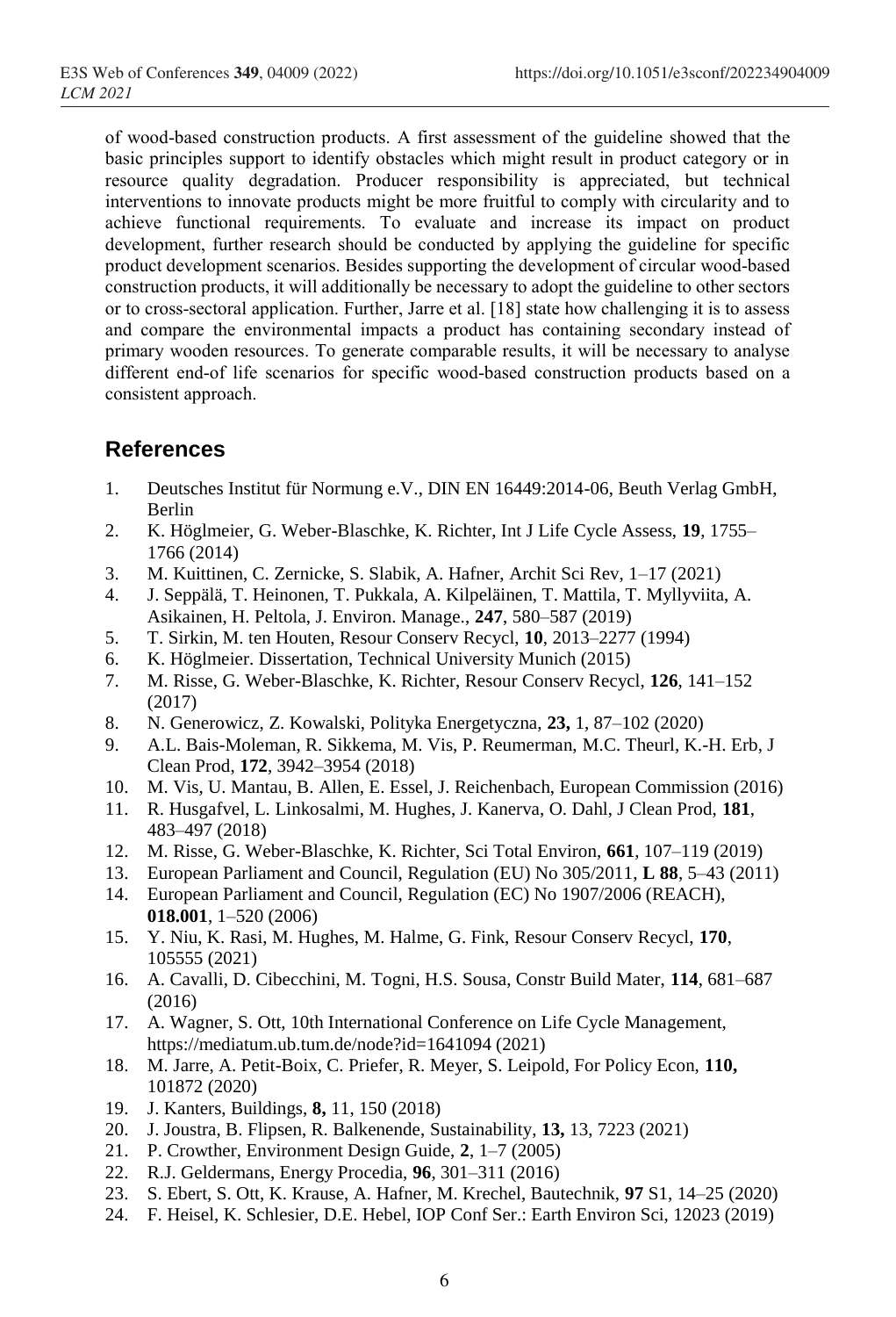of wood-based construction products. A first assessment of the guideline showed that the basic principles support to identify obstacles which might result in product category or in resource quality degradation. Producer responsibility is appreciated, but technical interventions to innovate products might be more fruitful to comply with circularity and to achieve functional requirements. To evaluate and increase its impact on product development, further research should be conducted by applying the guideline for specific product development scenarios. Besides supporting the development of circular wood-based construction products, it will additionally be necessary to adopt the guideline to other sectors or to cross-sectoral application. Further, Jarre et al. [18] state how challenging it is to assess and compare the environmental impacts a product has containing secondary instead of primary wooden resources. To generate comparable results, it will be necessary to analyse different end-of life scenarios for specific wood-based construction products based on a consistent approach.

## References

1. Deutsches Institut für Normung e.V., DIN EN 16449:2014-06, Beuth Verlag GmbH, Berlin
2. K. Höglmeier, G. Weber-Blaschke, K. Richter, Int J Life Cycle Assess, **19**, 1755–1766 (2014)
3. M. Kuittinen, C. Zernicke, S. Slabik, A. Hafner, Archit Sci Rev, 1–17 (2021)
4. J. Seppälä, T. Heinonen, T. Pukkala, A. Kilpeläinen, T. Mattila, T. Myllyviita, A. Asikainen, H. Peltola, J. Environ. Manage., **247**, 580–587 (2019)
5. T. Sirkin, M. ten Houten, Resour Conserv Recycl, **10**, 2013–2277 (1994)
6. K. Höglmeier. Dissertation, Technical University Munich (2015)
7. M. Risse, G. Weber-Blaschke, K. Richter, Resour Conserv Recycl, **126**, 141–152 (2017)
8. N. Generowicz, Z. Kowalski, Polityka Energetyczna, **23,** 1, 87–102 (2020)
9. A.L. Bais-Moleman, R. Sikkema, M. Vis, P. Reumerman, M.C. Theurl, K.-H. Erb, J Clean Prod, **172**, 3942–3954 (2018)
10. M. Vis, U. Mantau, B. Allen, E. Essel, J. Reichenbach, European Commission (2016)
11. R. Husgafvel, L. Linkosalmi, M. Hughes, J. Kanerva, O. Dahl, J Clean Prod, **181**, 483–497 (2018)
12. M. Risse, G. Weber-Blaschke, K. Richter, Sci Total Environ, **661**, 107–119 (2019)
13. European Parliament and Council, Regulation (EU) No 305/2011, **L 88**, 5–43 (2011)
14. European Parliament and Council, Regulation (EC) No 1907/2006 (REACH), **018.001**, 1–520 (2006)
15. Y. Niu, K. Rasi, M. Hughes, M. Halme, G. Fink, Resour Conserv Recycl, **170**, 105555 (2021)
16. A. Cavalli, D. Cibecchini, M. Togni, H.S. Sousa, Constr Build Mater, **114**, 681–687 (2016)
17. A. Wagner, S. Ott, 10th International Conference on Life Cycle Management, https://mediatum.ub.tum.de/node?id=1641094 (2021)
18. M. Jarre, A. Petit-Boix, C. Priefer, R. Meyer, S. Leipold, For Policy Econ, **110,** 101872 (2020)
19. J. Kanters, Buildings, **8,** 11, 150 (2018)
20. J. Joustra, B. Flipsen, R. Balkenende, Sustainability, **13,** 13, 7223 (2021)
21. P. Crowther, Environment Design Guide, **2**, 1–7 (2005)
22. R.J. Geldermans, Energy Procedia, **96**, 301–311 (2016)
23. S. Ebert, S. Ott, K. Krause, A. Hafner, M. Krechel, Bautechnik, **97** S1, 14–25 (2020)
24. F. Heisel, K. Schlesier, D.E. Hebel, IOP Conf Ser.: Earth Environ Sci, 12023 (2019)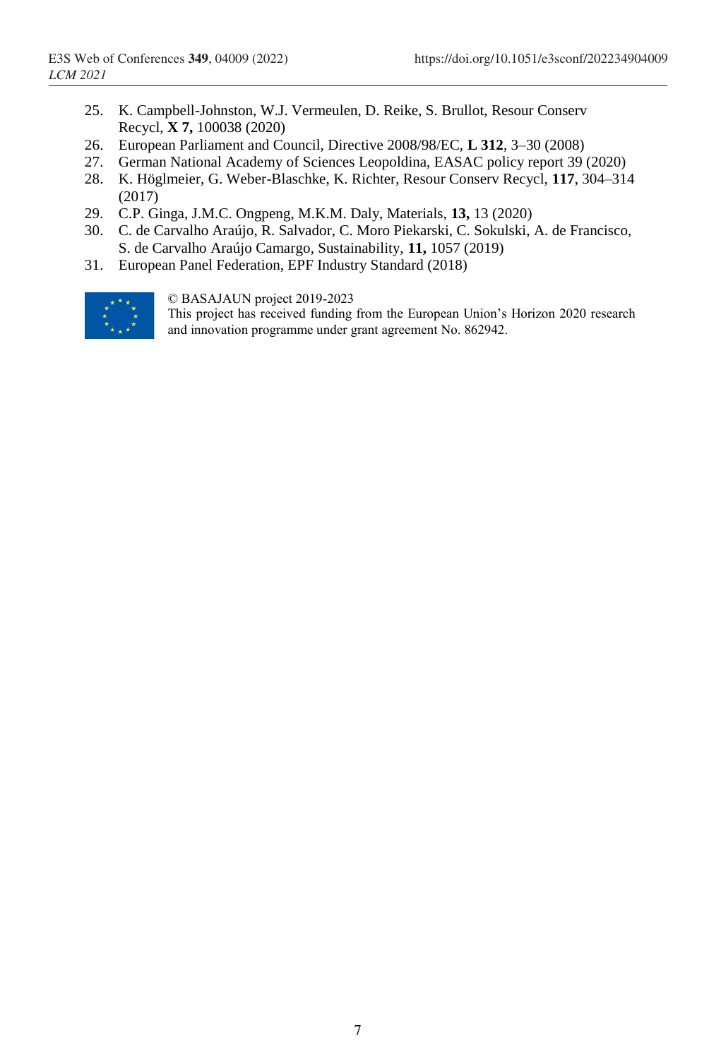25. K. Campbell-Johnston, W.J. Vermeulen, D. Reike, S. Brullot, Resour Conserv Recycl, **X 7,** 100038 (2020)
26. European Parliament and Council, Directive 2008/98/EC, **L 312**, 3–30 (2008)
27. German National Academy of Sciences Leopoldina, EASAC policy report 39 (2020)
28. K. Höglmeier, G. Weber-Blaschke, K. Richter, Resour Conserv Recycl, **117**, 304–314 (2017)
29. C.P. Ginga, J.M.C. Ongpeng, M.K.M. Daly, Materials, **13,** 13 (2020)
30. C. de Carvalho Araújo, R. Salvador, C. Moro Piekarski, C. Sokulski, A. de Francisco, S. de Carvalho Araújo Camargo, Sustainability, **11,** 1057 (2019)
31. European Panel Federation, EPF Industry Standard (2018)

© BASAJAUN project 2019-2023
This project has received funding from the European Union's Horizon 2020 research and innovation programme under grant agreement No. 862942.